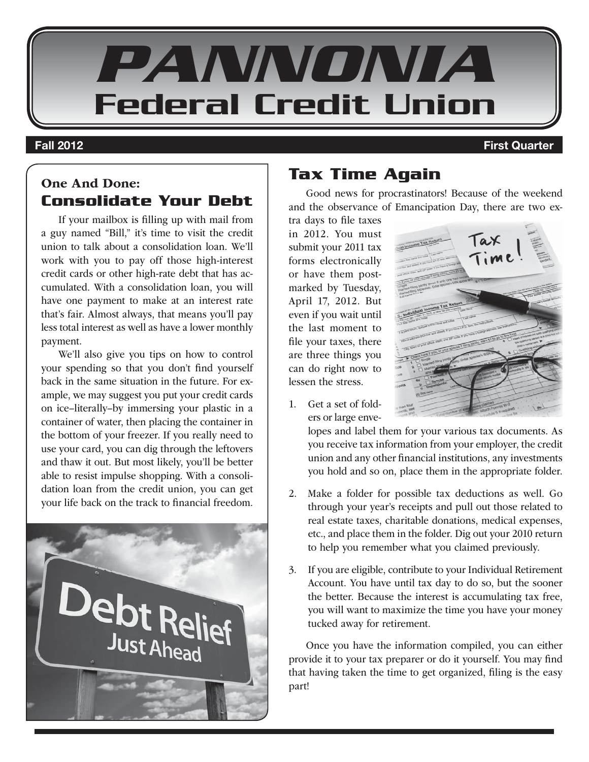# PANNONIA Federal Credit Union

**Fall 2012** **First Quarter**

## One And Done: Consolidate Your Debt

If your mailbox is filling up with mail from a guy named "Bill," it's time to visit the credit union to talk about a consolidation loan. We'll work with you to pay off those high-interest credit cards or other high-rate debt that has accumulated. With a consolidation loan, you will have one payment to make at an interest rate that's fair. Almost always, that means you'll pay less total interest as well as have a lower monthly payment.

We'll also give you tips on how to control your spending so that you don't find yourself back in the same situation in the future. For example, we may suggest you put your credit cards on ice–literally–by immersing your plastic in a container of water, then placing the container in the bottom of your freezer. If you really need to use your card, you can dig through the leftovers and thaw it out. But most likely, you'll be better able to resist impulse shopping. With a consolidation loan from the credit union, you can get your life back on the track to financial freedom.

## Tax Time Again

Good news for procrastinators! Because of the weekend and the observance of Emancipation Day, there are two extra days to file taxes in 2012. You must submit your 2011 tax forms electronically or have them postmarked by Tuesday, April 17, 2012. But even if you wait until the last moment to file your taxes, there are three things you can do right now to lessen the stress.

1. Get a set of folders or large envelopes and label them for your various tax documents. As you receive tax information from your employer, the credit union and any other financial institutions, any investments you hold and so on, place them in the appropriate folder.
2. Make a folder for possible tax deductions as well. Go through your year's receipts and pull out those related to real estate taxes, charitable donations, medical expenses, etc., and place them in the folder. Dig out your 2010 return to help you remember what you claimed previously.
3. If you are eligible, contribute to your Individual Retirement Account. You have until tax day to do so, but the sooner the better. Because the interest is accumulating tax free, you will want to maximize the time you have your money tucked away for retirement.

Once you have the information compiled, you can either provide it to your tax preparer or do it yourself. You may find that having taken the time to get organized, filing is the easy part!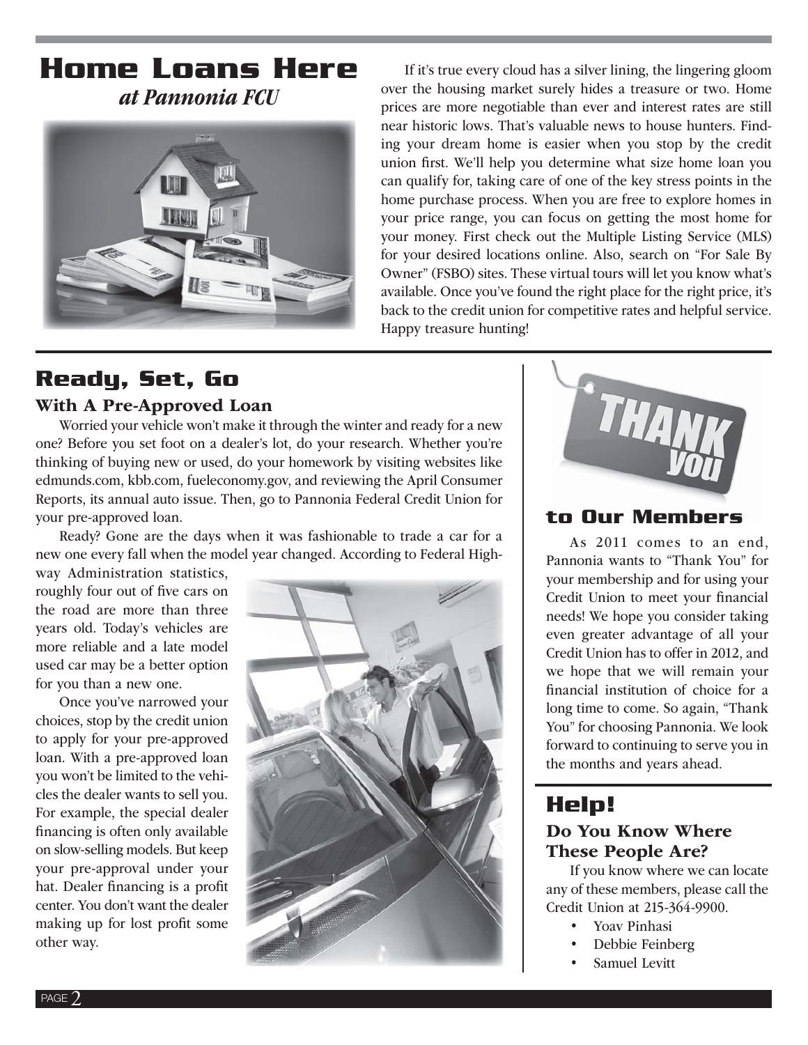# Home Loans Here

*at Pannonia FCU*

If it's true every cloud has a silver lining, the lingering gloom over the housing market surely hides a treasure or two. Home prices are more negotiable than ever and interest rates are still near historic lows. That's valuable news to house hunters. Finding your dream home is easier when you stop by the credit union first. We'll help you determine what size home loan you can qualify for, taking care of one of the key stress points in the home purchase process. When you are free to explore homes in your price range, you can focus on getting the most home for your money. First check out the Multiple Listing Service (MLS) for your desired locations online. Also, search on "For Sale By Owner" (FSBO) sites. These virtual tours will let you know what's available. Once you've found the right place for the right price, it's back to the credit union for competitive rates and helpful service. Happy treasure hunting!

## Ready, Set, Go

### With A Pre-Approved Loan

Worried your vehicle won't make it through the winter and ready for a new one? Before you set foot on a dealer's lot, do your research. Whether you're thinking of buying new or used, do your homework by visiting websites like edmunds.com, kbb.com, fueleconomy.gov, and reviewing the April Consumer Reports, its annual auto issue. Then, go to Pannonia Federal Credit Union for your pre-approved loan.

Ready? Gone are the days when it was fashionable to trade a car for a new one every fall when the model year changed. According to Federal Highway Administration statistics, roughly four out of five cars on the road are more than three years old. Today's vehicles are more reliable and a late model used car may be a better option for you than a new one.

Once you've narrowed your choices, stop by the credit union to apply for your pre-approved loan. With a pre-approved loan you won't be limited to the vehicles the dealer wants to sell you. For example, the special dealer financing is often only available on slow-selling models. But keep your pre-approval under your hat. Dealer financing is a profit center. You don't want the dealer making up for lost profit some other way.

## THANK you to Our Members

As 2011 comes to an end, Pannonia wants to "Thank You" for your membership and for using your Credit Union to meet your financial needs! We hope you consider taking even greater advantage of all your Credit Union has to offer in 2012, and we hope that we will remain your financial institution of choice for a long time to come. So again, "Thank You" for choosing Pannonia. We look forward to continuing to serve you in the months and years ahead.

## Help!

### Do You Know Where These People Are?

If you know where we can locate any of these members, please call the Credit Union at 215-364-9900.

- Yoav Pinhasi
- Debbie Feinberg
- Samuel Levitt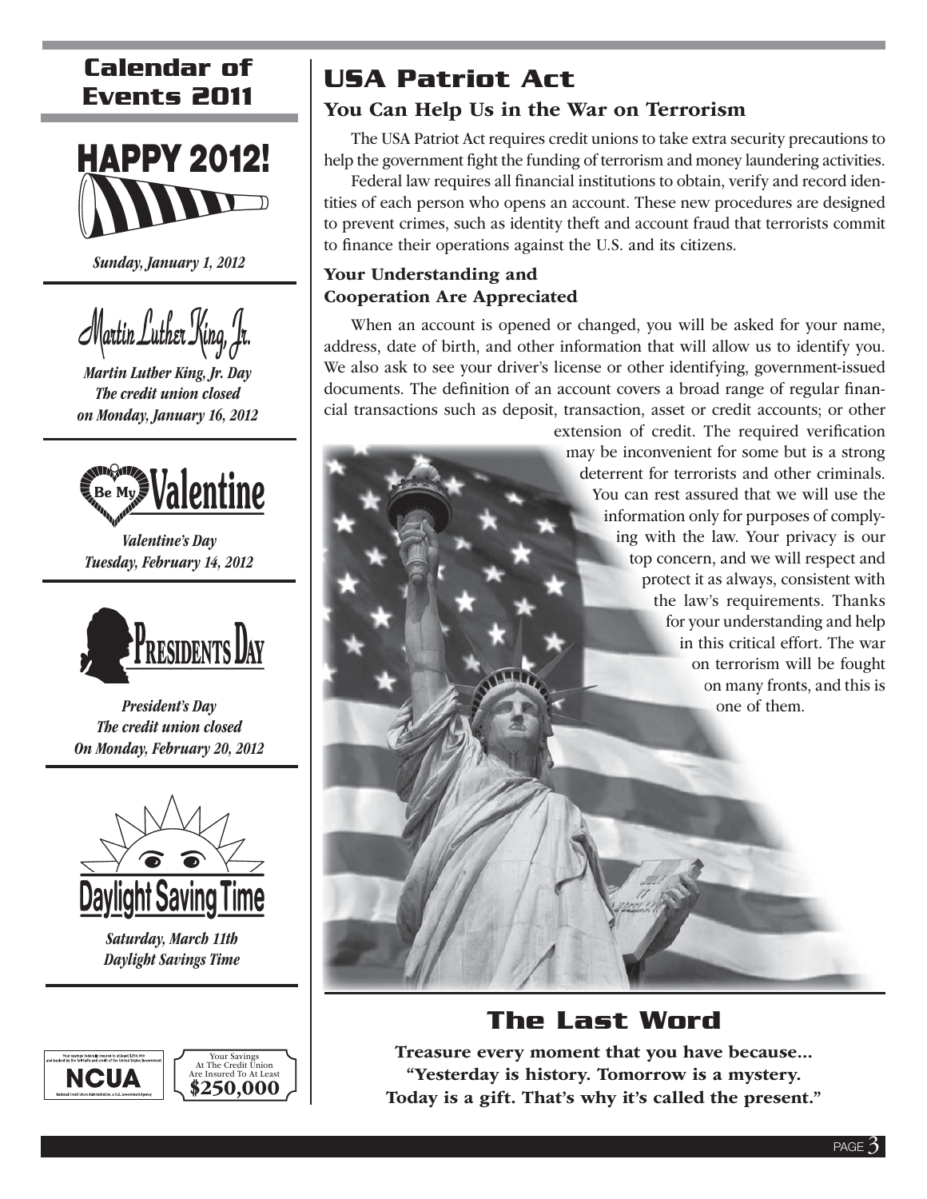## Calendar of Events 2011

**HAPPY 2012!**

*Sunday, January 1, 2012*

Martin Luther King, Jr.

***Martin Luther King, Jr. Day***
***The credit union closed***
***on Monday, January 16, 2012***

Be My Valentine

***Valentine's Day***
***Tuesday, February 14, 2012***

Presidents Day

***President's Day***
***The credit union closed***
***On Monday, February 20, 2012***

Daylight Saving Time

***Saturday, March 11th***
***Daylight Savings Time***

Your savings federally insured to at least $250,000 and backed by the full faith and credit of the United States Government

NCUA

National Credit Union Administration, a U.S. Government Agency

Your Savings At The Credit Union Are Insured To At Least **$250,000**

## USA Patriot Act

### You Can Help Us in the War on Terrorism

The USA Patriot Act requires credit unions to take extra security precautions to help the government fight the funding of terrorism and money laundering activities.

Federal law requires all financial institutions to obtain, verify and record identities of each person who opens an account. These new procedures are designed to prevent crimes, such as identity theft and account fraud that terrorists commit to finance their operations against the U.S. and its citizens.

### Your Understanding and Cooperation Are Appreciated

When an account is opened or changed, you will be asked for your name, address, date of birth, and other information that will allow us to identify you. We also ask to see your driver's license or other identifying, government-issued documents. The definition of an account covers a broad range of regular financial transactions such as deposit, transaction, asset or credit accounts; or other extension of credit. The required verification may be inconvenient for some but is a strong deterrent for terrorists and other criminals. You can rest assured that we will use the information only for purposes of complying with the law. Your privacy is our top concern, and we will respect and protect it as always, consistent with the law's requirements. Thanks for your understanding and help in this critical effort. The war on terrorism will be fought on many fronts, and this is one of them.

## The Last Word

**Treasure every moment that you have because...**
**"Yesterday is history. Tomorrow is a mystery.**
**Today is a gift. That's why it's called the present."**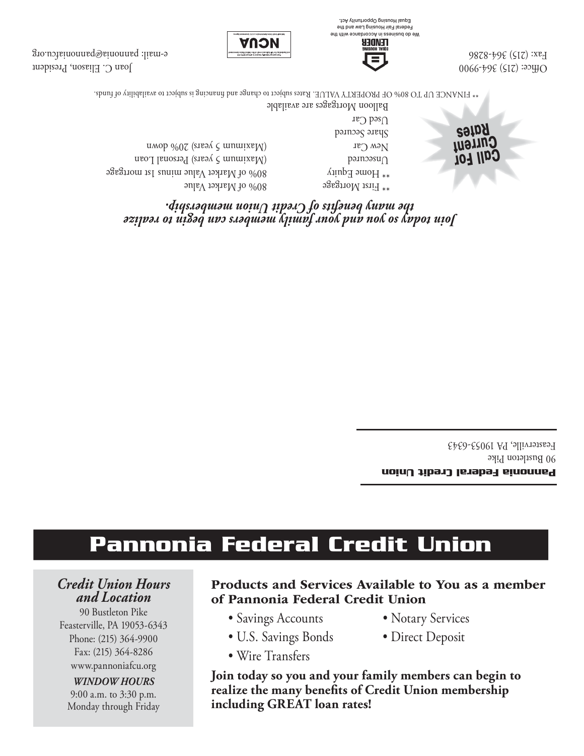Office: (215) 364-9900
Fax: (215) 364-8286

EQUAL HOUSING LENDER

We do business in Accordance with the Federal Fair Housing Law and the Equal Housing Opportunity Act.

NCUA

Joan C. Eliason, President
e-mail: pannonia@pannoniafcu.org

**Call For Current Rates**

** FINANCE UP TO 80% OF PROPERTY VALUE. Rates subject to change and financing is subject to availability of funds.

| | |
|---|---|
| ** First Mortgage | 80% of Market Value |
| ** Home Equity | 80% of Market Value minus 1st mortgage |
| Unsecured | (Maximum 5 years) Personal Loan |
| New Car | (Maximum 5 years) 20% down |
| Share Secured | |
| Used Car | |
| Balloon Mortgages are available | |

***Join today so you and your family members can begin to realize the many benefits of Credit Union membership.***

**Pannonia Federal Credit Union**
90 Bustleton Pike
Feasterville, PA 19053-6343

# Pannonia Federal Credit Union

## *Credit Union Hours and Location*

90 Bustleton Pike
Feasterville, PA 19053-6343
Phone: (215) 364-9900
Fax: (215) 364-8286
www.pannoniafcu.org

***WINDOW HOURS***
9:00 a.m. to 3:30 p.m.
Monday through Friday

**Products and Services Available to You as a member of Pannonia Federal Credit Union**

- Savings Accounts
- U.S. Savings Bonds
- Wire Transfers
- Notary Services
- Direct Deposit

**Join today so you and your family members can begin to realize the many benefits of Credit Union membership including GREAT loan rates!**